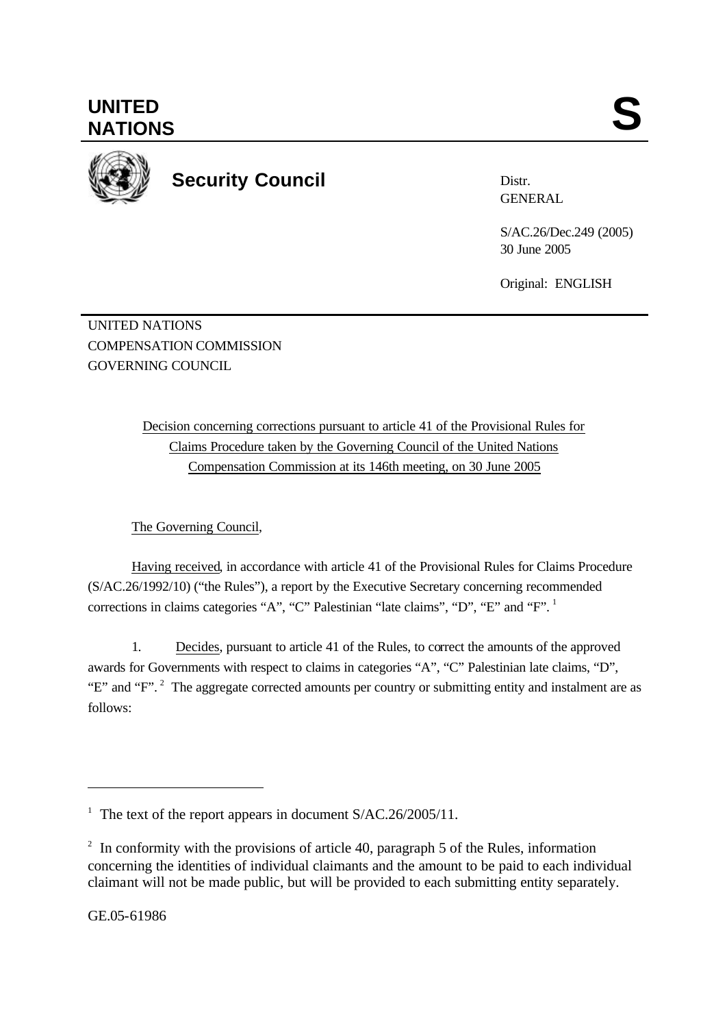# UNITED NATIONS

# S

## Security Council

Distr.
GENERAL

S/AC.26/Dec.249 (2005)
30 June 2005

Original: ENGLISH

UNITED NATIONS
COMPENSATION COMMISSION
GOVERNING COUNCIL

Decision concerning corrections pursuant to article 41 of the Provisional Rules for Claims Procedure taken by the Governing Council of the United Nations Compensation Commission at its 146th meeting, on 30 June 2005

The Governing Council,

Having received, in accordance with article 41 of the Provisional Rules for Claims Procedure (S/AC.26/1992/10) ("the Rules"), a report by the Executive Secretary concerning recommended corrections in claims categories "A", "C" Palestinian "late claims", "D", "E" and "F".[1]

1. Decides, pursuant to article 41 of the Rules, to correct the amounts of the approved awards for Governments with respect to claims in categories "A", "C" Palestinian late claims, "D", "E" and "F".[2] The aggregate corrected amounts per country or submitting entity and instalment are as follows:

---

[1] The text of the report appears in document S/AC.26/2005/11.

[2] In conformity with the provisions of article 40, paragraph 5 of the Rules, information concerning the identities of individual claimants and the amount to be paid to each individual claimant will not be made public, but will be provided to each submitting entity separately.

GE.05-61986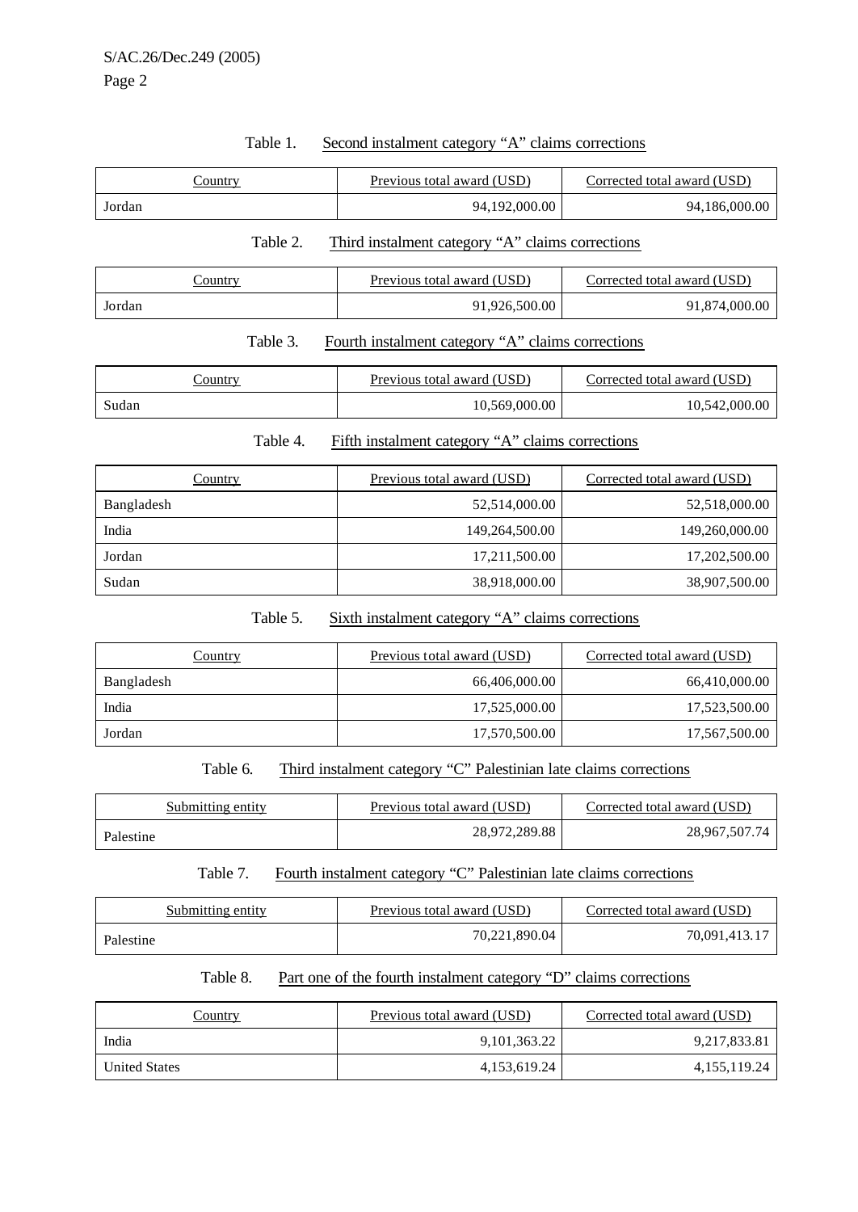Table 1. Second instalment category “A” claims corrections

| Country | Previous total award (USD) | Corrected total award (USD) |
|---|---|---|
| Jordan | 94,192,000.00 | 94,186,000.00 |

Table 2. Third instalment category “A” claims corrections

| Country | Previous total award (USD) | Corrected total award (USD) |
|---|---|---|
| Jordan | 91,926,500.00 | 91,874,000.00 |

Table 3. Fourth instalment category “A” claims corrections

| Country | Previous total award (USD) | Corrected total award (USD) |
|---|---|---|
| Sudan | 10,569,000.00 | 10,542,000.00 |

Table 4. Fifth instalment category “A” claims corrections

| Country | Previous total award (USD) | Corrected total award (USD) |
|---|---|---|
| Bangladesh | 52,514,000.00 | 52,518,000.00 |
| India | 149,264,500.00 | 149,260,000.00 |
| Jordan | 17,211,500.00 | 17,202,500.00 |
| Sudan | 38,918,000.00 | 38,907,500.00 |

Table 5. Sixth instalment category “A” claims corrections

| Country | Previous total award (USD) | Corrected total award (USD) |
|---|---|---|
| Bangladesh | 66,406,000.00 | 66,410,000.00 |
| India | 17,525,000.00 | 17,523,500.00 |
| Jordan | 17,570,500.00 | 17,567,500.00 |

Table 6. Third instalment category “C” Palestinian late claims corrections

| Submitting entity | Previous total award (USD) | Corrected total award (USD) |
|---|---|---|
| Palestine | 28,972,289.88 | 28,967,507.74 |

Table 7. Fourth instalment category “C” Palestinian late claims corrections

| Submitting entity | Previous total award (USD) | Corrected total award (USD) |
|---|---|---|
| Palestine | 70,221,890.04 | 70,091,413.17 |

Table 8. Part one of the fourth instalment category “D” claims corrections

| Country | Previous total award (USD) | Corrected total award (USD) |
|---|---|---|
| India | 9,101,363.22 | 9,217,833.81 |
| United States | 4,153,619.24 | 4,155,119.24 |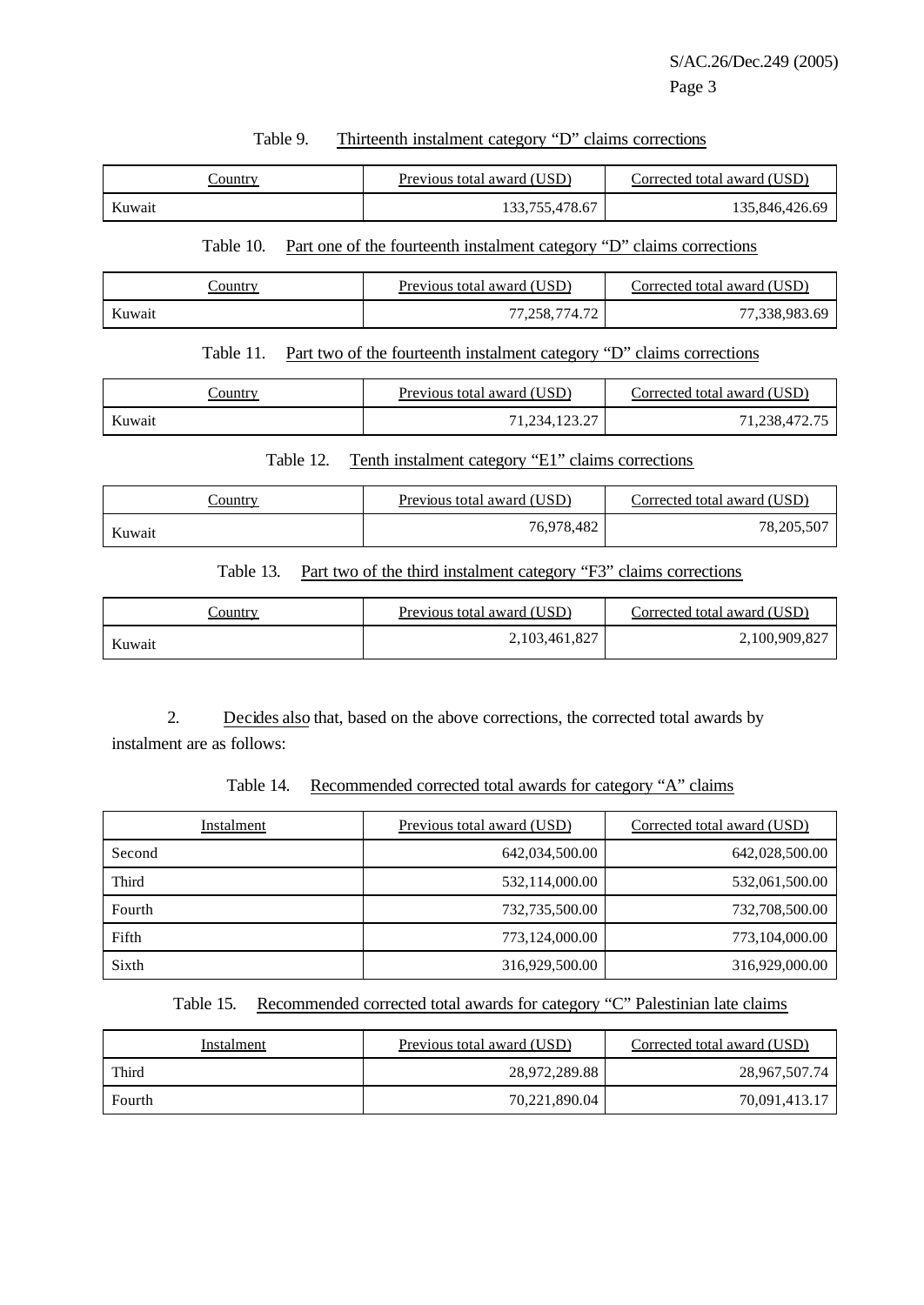Table 9. Thirteenth instalment category "D" claims corrections

| Country | Previous total award (USD) | Corrected total award (USD) |
|---|---|---|
| Kuwait | 133,755,478.67 | 135,846,426.69 |

Table 10. Part one of the fourteenth instalment category "D" claims corrections

| Country | Previous total award (USD) | Corrected total award (USD) |
|---|---|---|
| Kuwait | 77,258,774.72 | 77,338,983.69 |

Table 11. Part two of the fourteenth instalment category "D" claims corrections

| Country | Previous total award (USD) | Corrected total award (USD) |
|---|---|---|
| Kuwait | 71,234,123.27 | 71,238,472.75 |

Table 12. Tenth instalment category "E1" claims corrections

| Country | Previous total award (USD) | Corrected total award (USD) |
|---|---|---|
| Kuwait | 76,978,482 | 78,205,507 |

Table 13. Part two of the third instalment category "F3" claims corrections

| Country | Previous total award (USD) | Corrected total award (USD) |
|---|---|---|
| Kuwait | 2,103,461,827 | 2,100,909,827 |

2. Decides also that, based on the above corrections, the corrected total awards by instalment are as follows:

Table 14. Recommended corrected total awards for category "A" claims

| Instalment | Previous total award (USD) | Corrected total award (USD) |
|---|---|---|
| Second | 642,034,500.00 | 642,028,500.00 |
| Third | 532,114,000.00 | 532,061,500.00 |
| Fourth | 732,735,500.00 | 732,708,500.00 |
| Fifth | 773,124,000.00 | 773,104,000.00 |
| Sixth | 316,929,500.00 | 316,929,000.00 |

Table 15. Recommended corrected total awards for category "C" Palestinian late claims

| Instalment | Previous total award (USD) | Corrected total award (USD) |
|---|---|---|
| Third | 28,972,289.88 | 28,967,507.74 |
| Fourth | 70,221,890.04 | 70,091,413.17 |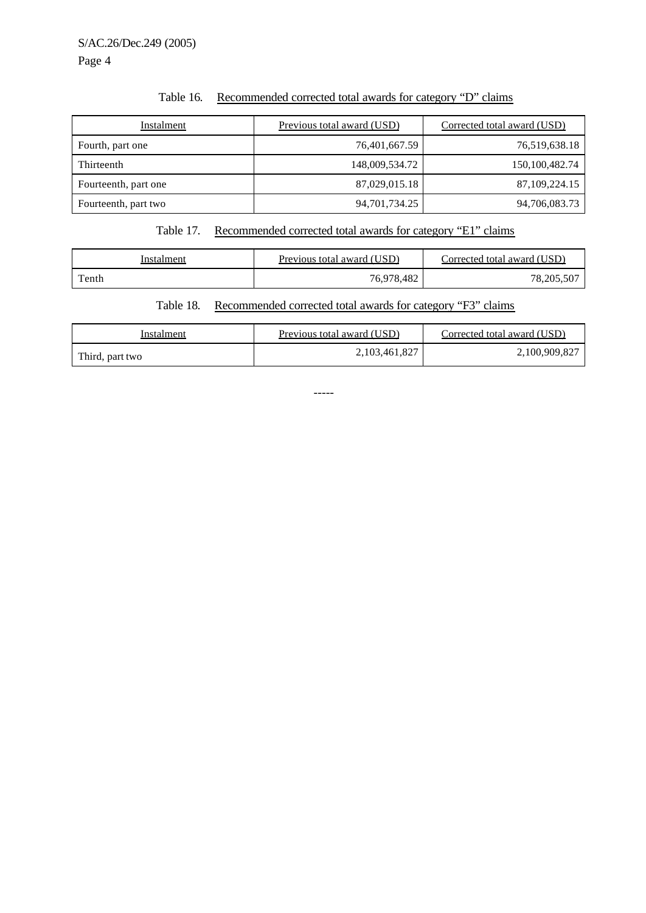Table 16. Recommended corrected total awards for category “D” claims

| Instalment | Previous total award (USD) | Corrected total award (USD) |
|---|---|---|
| Fourth, part one | 76,401,667.59 | 76,519,638.18 |
| Thirteenth | 148,009,534.72 | 150,100,482.74 |
| Fourteenth, part one | 87,029,015.18 | 87,109,224.15 |
| Fourteenth, part two | 94,701,734.25 | 94,706,083.73 |

Table 17. Recommended corrected total awards for category “E1” claims

| Instalment | Previous total award (USD) | Corrected total award (USD) |
|---|---|---|
| Tenth | 76,978,482 | 78,205,507 |

Table 18. Recommended corrected total awards for category “F3” claims

| Instalment | Previous total award (USD) | Corrected total award (USD) |
|---|---|---|
| Third, part two | 2,103,461,827 | 2,100,909,827 |

-----